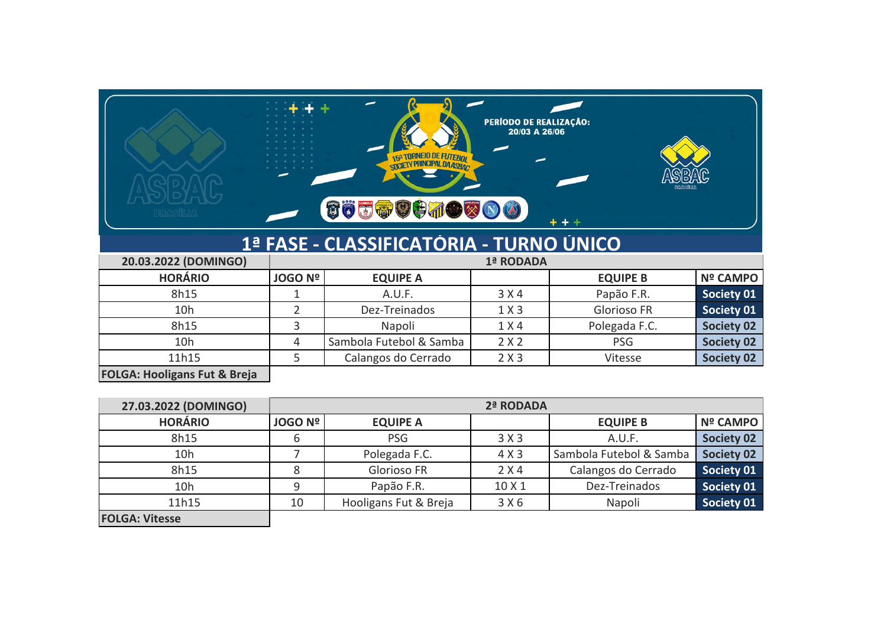PERÍODO DE REALIZAÇÃO: 20/03 A 26/06

15º TORNEIO DE FUTEBOL SOCIETY PRINCIPAL DA ASBAC

# 1ª FASE - CLASSIFICATÓRIA - TURNO ÚNICO

| 20.03.2022 (DOMINGO) | 1ª RODADA | | | | |
|---|---|---|---|---|---|
| HORÁRIO | JOGO Nº | EQUIPE A | | EQUIPE B | Nº CAMPO |
| 8h15 | 1 | A.U.F. | 3 X 4 | Papão F.R. | Society 01 |
| 10h | 2 | Dez-Treinados | 1 X 3 | Glorioso FR | Society 01 |
| 8h15 | 3 | Napoli | 1 X 4 | Polegada F.C. | Society 02 |
| 10h | 4 | Sambola Futebol & Samba | 2 X 2 | PSG | Society 02 |
| 11h15 | 5 | Calangos do Cerrado | 2 X 3 | Vitesse | Society 02 |
| FOLGA: Hooligans Fut & Breja | | | | | |

| 27.03.2022 (DOMINGO) | 2ª RODADA | | | | |
|---|---|---|---|---|---|
| HORÁRIO | JOGO Nº | EQUIPE A | | EQUIPE B | Nº CAMPO |
| 8h15 | 6 | PSG | 3 X 3 | A.U.F. | Society 02 |
| 10h | 7 | Polegada F.C. | 4 X 3 | Sambola Futebol & Samba | Society 02 |
| 8h15 | 8 | Glorioso FR | 2 X 4 | Calangos do Cerrado | Society 01 |
| 10h | 9 | Papão F.R. | 10 X 1 | Dez-Treinados | Society 01 |
| 11h15 | 10 | Hooligans Fut & Breja | 3 X 6 | Napoli | Society 01 |
| FOLGA: Vitesse | | | | | |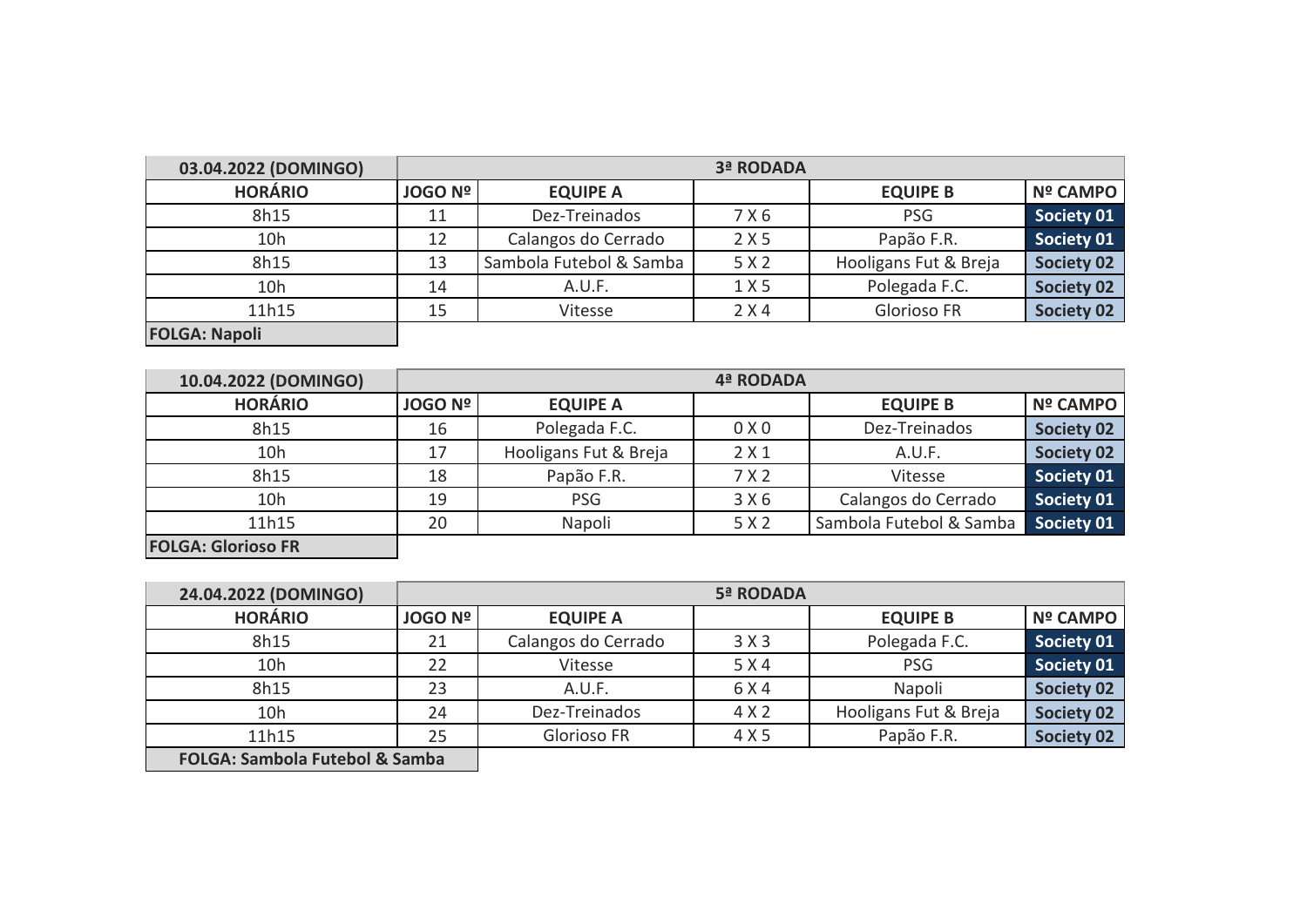| 03.04.2022 (DOMINGO) | 3ª RODADA | | | | |
|---|---|---|---|---|---|
| **HORÁRIO** | **JOGO Nº** | **EQUIPE A** | | **EQUIPE B** | **Nº CAMPO** |
| 8h15 | 11 | Dez-Treinados | 7 X 6 | PSG | Society 01 |
| 10h | 12 | Calangos do Cerrado | 2 X 5 | Papão F.R. | Society 01 |
| 8h15 | 13 | Sambola Futebol & Samba | 5 X 2 | Hooligans Fut & Breja | Society 02 |
| 10h | 14 | A.U.F. | 1 X 5 | Polegada F.C. | Society 02 |
| 11h15 | 15 | Vitesse | 2 X 4 | Glorioso FR | Society 02 |
| **FOLGA: Napoli** | | | | | |

| 10.04.2022 (DOMINGO) | 4ª RODADA | | | | |
|---|---|---|---|---|---|
| **HORÁRIO** | **JOGO Nº** | **EQUIPE A** | | **EQUIPE B** | **Nº CAMPO** |
| 8h15 | 16 | Polegada F.C. | 0 X 0 | Dez-Treinados | Society 02 |
| 10h | 17 | Hooligans Fut & Breja | 2 X 1 | A.U.F. | Society 02 |
| 8h15 | 18 | Papão F.R. | 7 X 2 | Vitesse | Society 01 |
| 10h | 19 | PSG | 3 X 6 | Calangos do Cerrado | Society 01 |
| 11h15 | 20 | Napoli | 5 X 2 | Sambola Futebol & Samba | Society 01 |
| **FOLGA: Glorioso FR** | | | | | |

| 24.04.2022 (DOMINGO) | 5ª RODADA | | | | |
|---|---|---|---|---|---|
| **HORÁRIO** | **JOGO Nº** | **EQUIPE A** | | **EQUIPE B** | **Nº CAMPO** |
| 8h15 | 21 | Calangos do Cerrado | 3 X 3 | Polegada F.C. | Society 01 |
| 10h | 22 | Vitesse | 5 X 4 | PSG | Society 01 |
| 8h15 | 23 | A.U.F. | 6 X 4 | Napoli | Society 02 |
| 10h | 24 | Dez-Treinados | 4 X 2 | Hooligans Fut & Breja | Society 02 |
| 11h15 | 25 | Glorioso FR | 4 X 5 | Papão F.R. | Society 02 |
| **FOLGA: Sambola Futebol & Samba** | | | | | |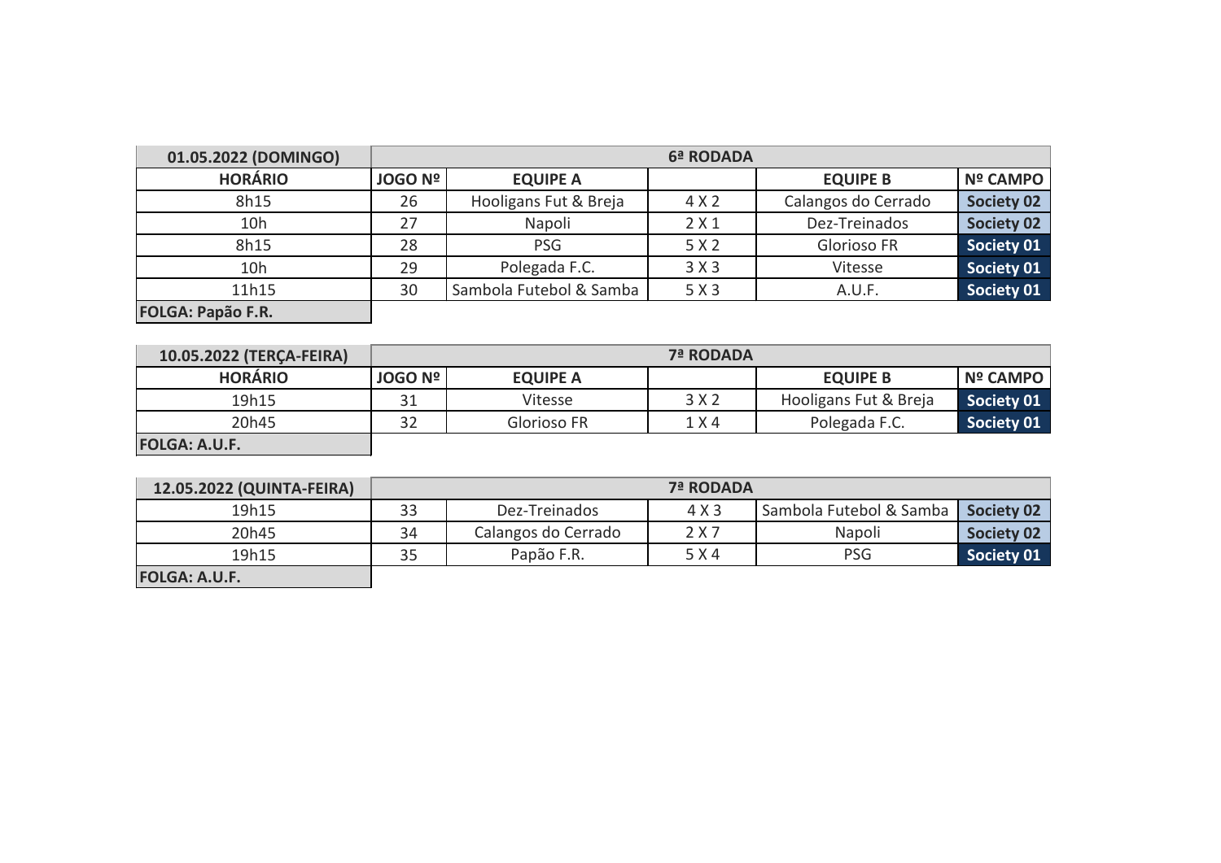| 01.05.2022 (DOMINGO) | 6ª RODADA | | | | |
|---|---|---|---|---|---|
| **HORÁRIO** | **JOGO Nº** | **EQUIPE A** | | **EQUIPE B** | **Nº CAMPO** |
| 8h15 | 26 | Hooligans Fut & Breja | 4 X 2 | Calangos do Cerrado | **Society 02** |
| 10h | 27 | Napoli | 2 X 1 | Dez-Treinados | **Society 02** |
| 8h15 | 28 | PSG | 5 X 2 | Glorioso FR | **Society 01** |
| 10h | 29 | Polegada F.C. | 3 X 3 | Vitesse | **Society 01** |
| 11h15 | 30 | Sambola Futebol & Samba | 5 X 3 | A.U.F. | **Society 01** |
| **FOLGA: Papão F.R.** | | | | | |

| 10.05.2022 (TERÇA-FEIRA) | 7ª RODADA | | | | |
|---|---|---|---|---|---|
| **HORÁRIO** | **JOGO Nº** | **EQUIPE A** | | **EQUIPE B** | **Nº CAMPO** |
| 19h15 | 31 | Vitesse | 3 X 2 | Hooligans Fut & Breja | **Society 01** |
| 20h45 | 32 | Glorioso FR | 1 X 4 | Polegada F.C. | **Society 01** |
| **FOLGA: A.U.F.** | | | | | |

| 12.05.2022 (QUINTA-FEIRA) | 7ª RODADA | | | | |
|---|---|---|---|---|---|
| 19h15 | 33 | Dez-Treinados | 4 X 3 | Sambola Futebol & Samba | **Society 02** |
| 20h45 | 34 | Calangos do Cerrado | 2 X 7 | Napoli | **Society 02** |
| 19h15 | 35 | Papão F.R. | 5 X 4 | PSG | **Society 01** |
| **FOLGA: A.U.F.** | | | | | |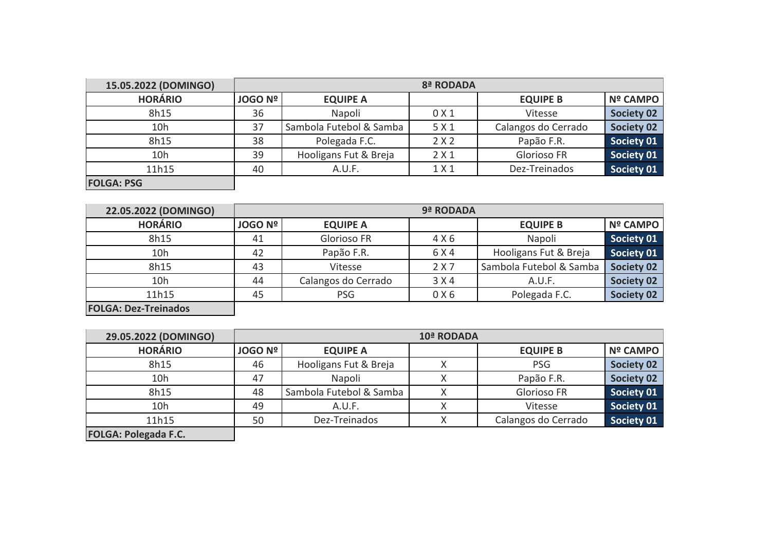| 15.05.2022 (DOMINGO) | 8ª RODADA | | | | |
|---|---|---|---|---|---|
| HORÁRIO | JOGO Nº | EQUIPE A | | EQUIPE B | Nº CAMPO |
| 8h15 | 36 | Napoli | 0 X 1 | Vitesse | Society 02 |
| 10h | 37 | Sambola Futebol & Samba | 5 X 1 | Calangos do Cerrado | Society 02 |
| 8h15 | 38 | Polegada F.C. | 2 X 2 | Papão F.R. | Society 01 |
| 10h | 39 | Hooligans Fut & Breja | 2 X 1 | Glorioso FR | Society 01 |
| 11h15 | 40 | A.U.F. | 1 X 1 | Dez-Treinados | Society 01 |
| FOLGA: PSG | | | | | |

| 22.05.2022 (DOMINGO) | 9ª RODADA | | | | |
|---|---|---|---|---|---|
| HORÁRIO | JOGO Nº | EQUIPE A | | EQUIPE B | Nº CAMPO |
| 8h15 | 41 | Glorioso FR | 4 X 6 | Napoli | Society 01 |
| 10h | 42 | Papão F.R. | 6 X 4 | Hooligans Fut & Breja | Society 01 |
| 8h15 | 43 | Vitesse | 2 X 7 | Sambola Futebol & Samba | Society 02 |
| 10h | 44 | Calangos do Cerrado | 3 X 4 | A.U.F. | Society 02 |
| 11h15 | 45 | PSG | 0 X 6 | Polegada F.C. | Society 02 |
| FOLGA: Dez-Treinados | | | | | |

| 29.05.2022 (DOMINGO) | 10ª RODADA | | | | |
|---|---|---|---|---|---|
| HORÁRIO | JOGO Nº | EQUIPE A | | EQUIPE B | Nº CAMPO |
| 8h15 | 46 | Hooligans Fut & Breja | X | PSG | Society 02 |
| 10h | 47 | Napoli | X | Papão F.R. | Society 02 |
| 8h15 | 48 | Sambola Futebol & Samba | X | Glorioso FR | Society 01 |
| 10h | 49 | A.U.F. | X | Vitesse | Society 01 |
| 11h15 | 50 | Dez-Treinados | X | Calangos do Cerrado | Society 01 |
| FOLGA: Polegada F.C. | | | | | |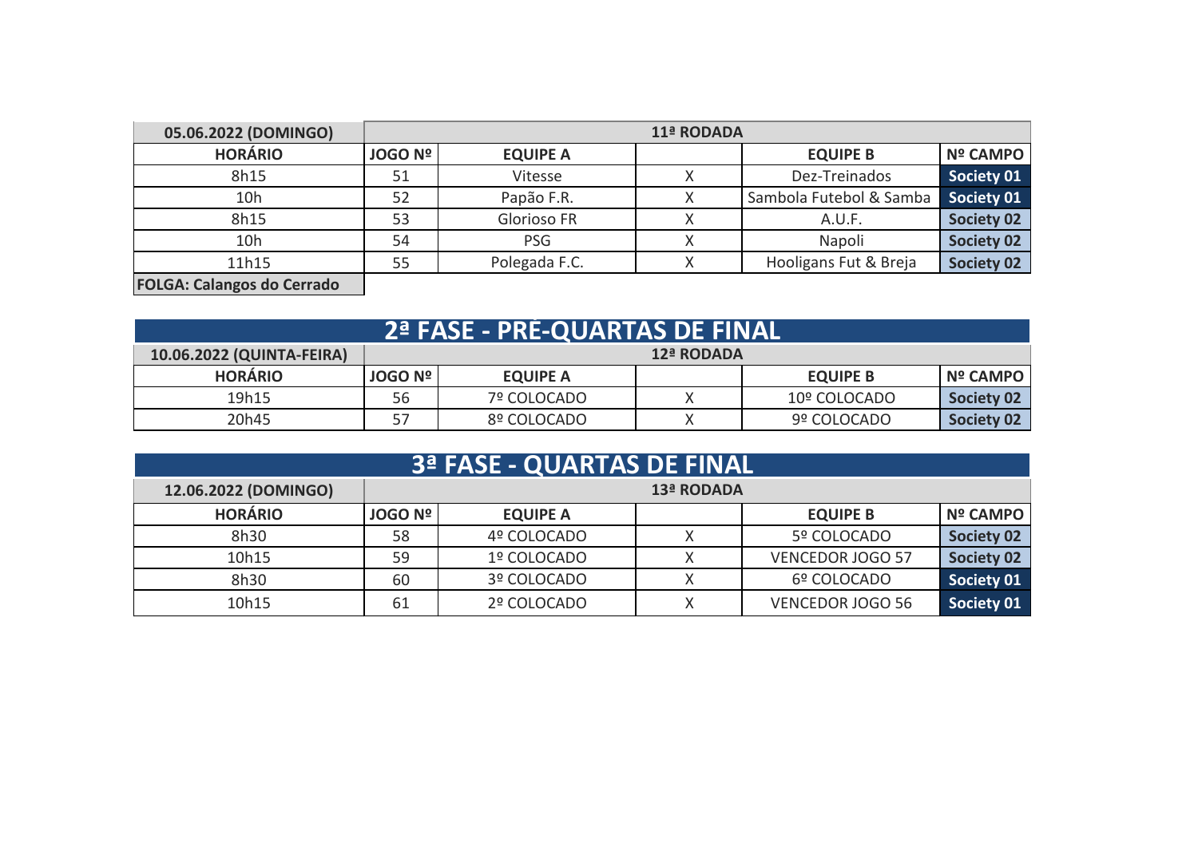| 05.06.2022 (DOMINGO) | 11ª RODADA | | | | |
|---|---|---|---|---|---|
| **HORÁRIO** | **JOGO Nº** | **EQUIPE A** | | **EQUIPE B** | **Nº CAMPO** |
| 8h15 | 51 | Vitesse | X | Dez-Treinados | Society 01 |
| 10h | 52 | Papão F.R. | X | Sambola Futebol & Samba | Society 01 |
| 8h15 | 53 | Glorioso FR | X | A.U.F. | Society 02 |
| 10h | 54 | PSG | X | Napoli | Society 02 |
| 11h15 | 55 | Polegada F.C. | X | Hooligans Fut & Breja | Society 02 |

**FOLGA: Calangos do Cerrado**

## 2ª FASE - PRÉ-QUARTAS DE FINAL

| 10.06.2022 (QUINTA-FEIRA) | 12ª RODADA | | | | |
|---|---|---|---|---|---|
| **HORÁRIO** | **JOGO Nº** | **EQUIPE A** | | **EQUIPE B** | **Nº CAMPO** |
| 19h15 | 56 | 7º COLOCADO | X | 10º COLOCADO | Society 02 |
| 20h45 | 57 | 8º COLOCADO | X | 9º COLOCADO | Society 02 |

## 3ª FASE - QUARTAS DE FINAL

| 12.06.2022 (DOMINGO) | 13ª RODADA | | | | |
|---|---|---|---|---|---|
| **HORÁRIO** | **JOGO Nº** | **EQUIPE A** | | **EQUIPE B** | **Nº CAMPO** |
| 8h30 | 58 | 4º COLOCADO | X | 5º COLOCADO | Society 02 |
| 10h15 | 59 | 1º COLOCADO | X | VENCEDOR JOGO 57 | Society 02 |
| 8h30 | 60 | 3º COLOCADO | X | 6º COLOCADO | Society 01 |
| 10h15 | 61 | 2º COLOCADO | X | VENCEDOR JOGO 56 | Society 01 |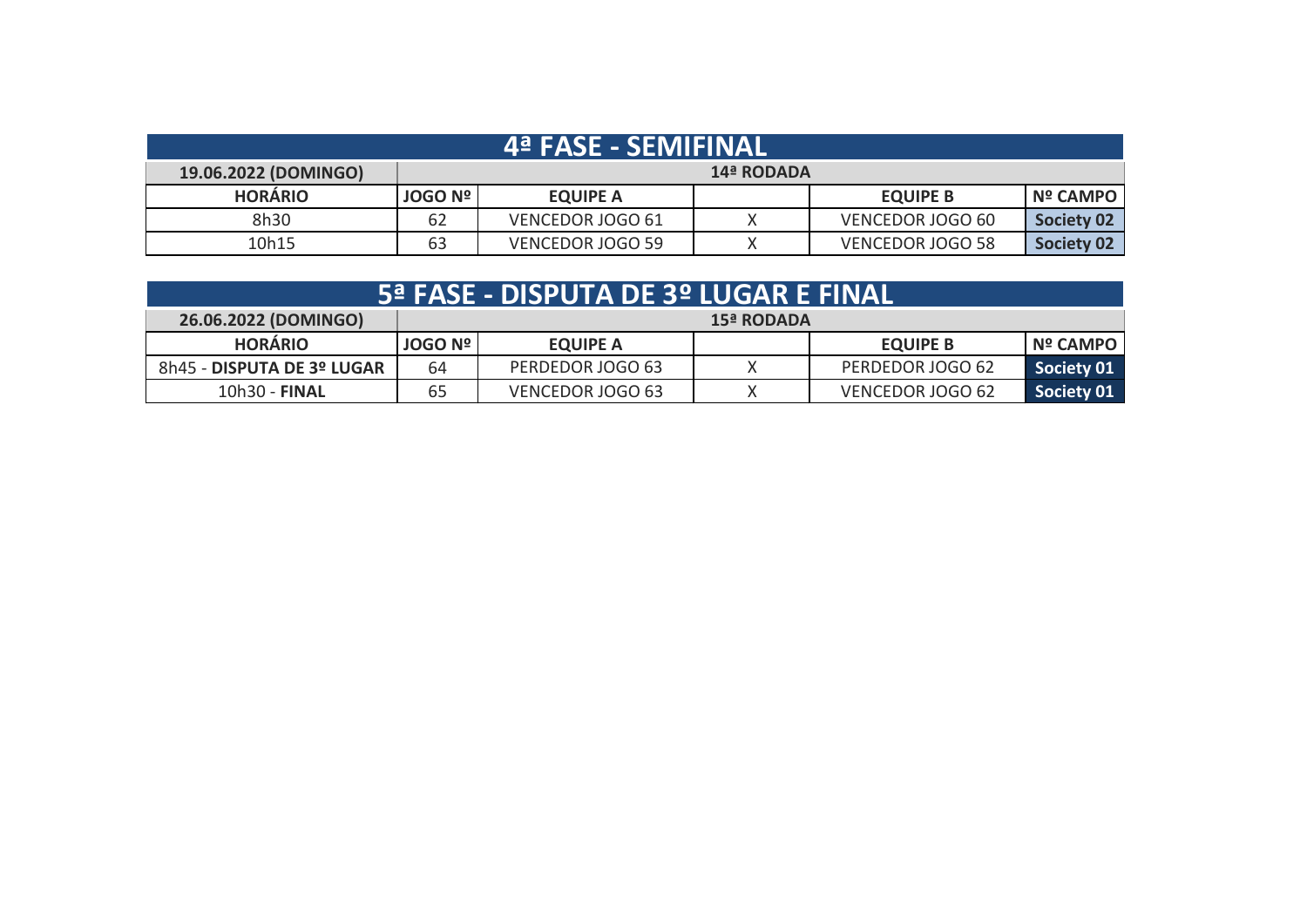## 4ª FASE - SEMIFINAL

| 19.06.2022 (DOMINGO) | 14ª RODADA | | | | |
|---|---|---|---|---|---|
| **HORÁRIO** | **JOGO Nº** | **EQUIPE A** | | **EQUIPE B** | **Nº CAMPO** |
| 8h30 | 62 | VENCEDOR JOGO 61 | X | VENCEDOR JOGO 60 | **Society 02** |
| 10h15 | 63 | VENCEDOR JOGO 59 | X | VENCEDOR JOGO 58 | **Society 02** |

## 5ª FASE - DISPUTA DE 3º LUGAR E FINAL

| 26.06.2022 (DOMINGO) | 15ª RODADA | | | | |
|---|---|---|---|---|---|
| **HORÁRIO** | **JOGO Nº** | **EQUIPE A** | | **EQUIPE B** | **Nº CAMPO** |
| 8h45 - **DISPUTA DE 3º LUGAR** | 64 | PERDEDOR JOGO 63 | X | PERDEDOR JOGO 62 | **Society 01** |
| 10h30 - **FINAL** | 65 | VENCEDOR JOGO 63 | X | VENCEDOR JOGO 62 | **Society 01** |